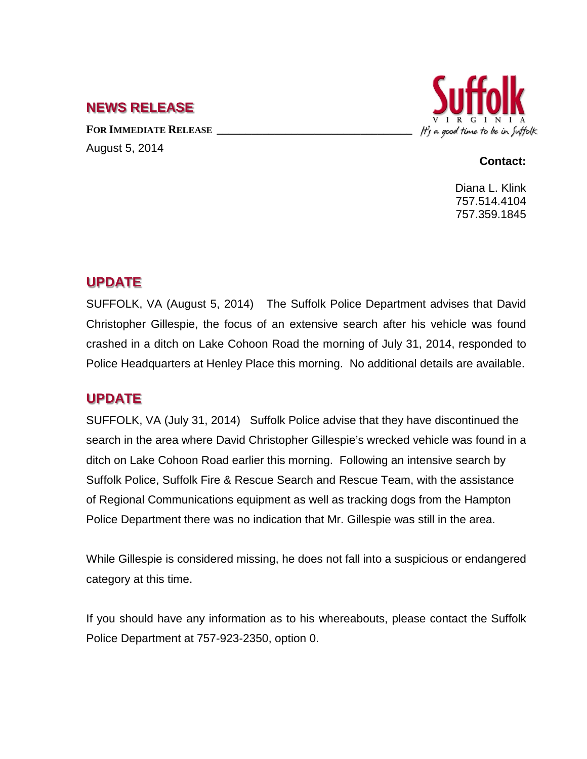## NEWS RELEASE

**FOR IMMEDIATE RELEASE**

August 5, 2014

Suffolk VIRGINIA *It's a good time to be in Suffolk*

**Contact:**

Diana L. Klink
757.514.4104
757.359.1845

## UPDATE

SUFFOLK, VA (August 5, 2014) The Suffolk Police Department advises that David Christopher Gillespie, the focus of an extensive search after his vehicle was found crashed in a ditch on Lake Cohoon Road the morning of July 31, 2014, responded to Police Headquarters at Henley Place this morning. No additional details are available.

## UPDATE

SUFFOLK, VA (July 31, 2014) Suffolk Police advise that they have discontinued the search in the area where David Christopher Gillespie's wrecked vehicle was found in a ditch on Lake Cohoon Road earlier this morning. Following an intensive search by Suffolk Police, Suffolk Fire & Rescue Search and Rescue Team, with the assistance of Regional Communications equipment as well as tracking dogs from the Hampton Police Department there was no indication that Mr. Gillespie was still in the area.

While Gillespie is considered missing, he does not fall into a suspicious or endangered category at this time.

If you should have any information as to his whereabouts, please contact the Suffolk Police Department at 757-923-2350, option 0.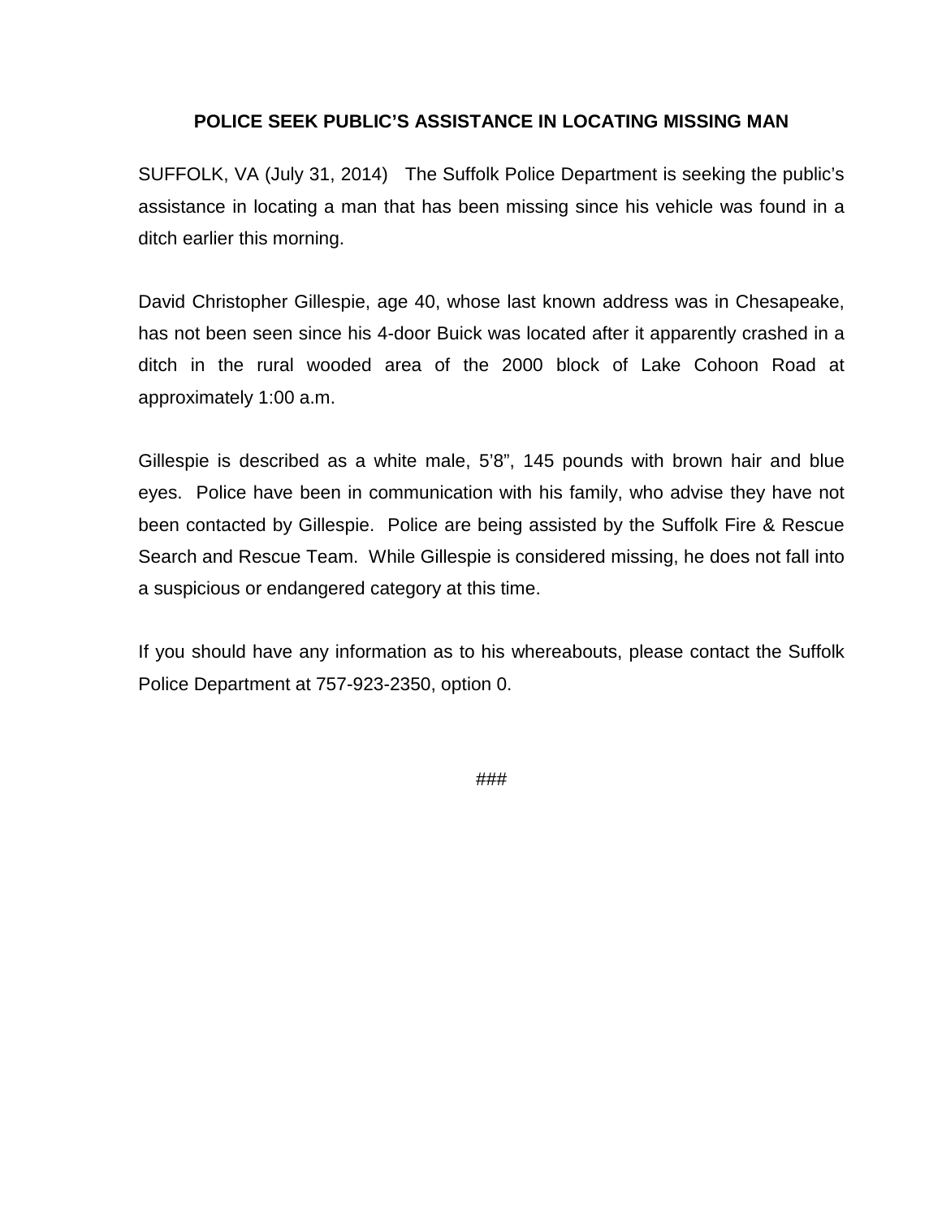**POLICE SEEK PUBLIC'S ASSISTANCE IN LOCATING MISSING MAN**

SUFFOLK, VA (July 31, 2014) The Suffolk Police Department is seeking the public's assistance in locating a man that has been missing since his vehicle was found in a ditch earlier this morning.

David Christopher Gillespie, age 40, whose last known address was in Chesapeake, has not been seen since his 4-door Buick was located after it apparently crashed in a ditch in the rural wooded area of the 2000 block of Lake Cohoon Road at approximately 1:00 a.m.

Gillespie is described as a white male, 5'8", 145 pounds with brown hair and blue eyes. Police have been in communication with his family, who advise they have not been contacted by Gillespie. Police are being assisted by the Suffolk Fire & Rescue Search and Rescue Team. While Gillespie is considered missing, he does not fall into a suspicious or endangered category at this time.

If you should have any information as to his whereabouts, please contact the Suffolk Police Department at 757-923-2350, option 0.

###